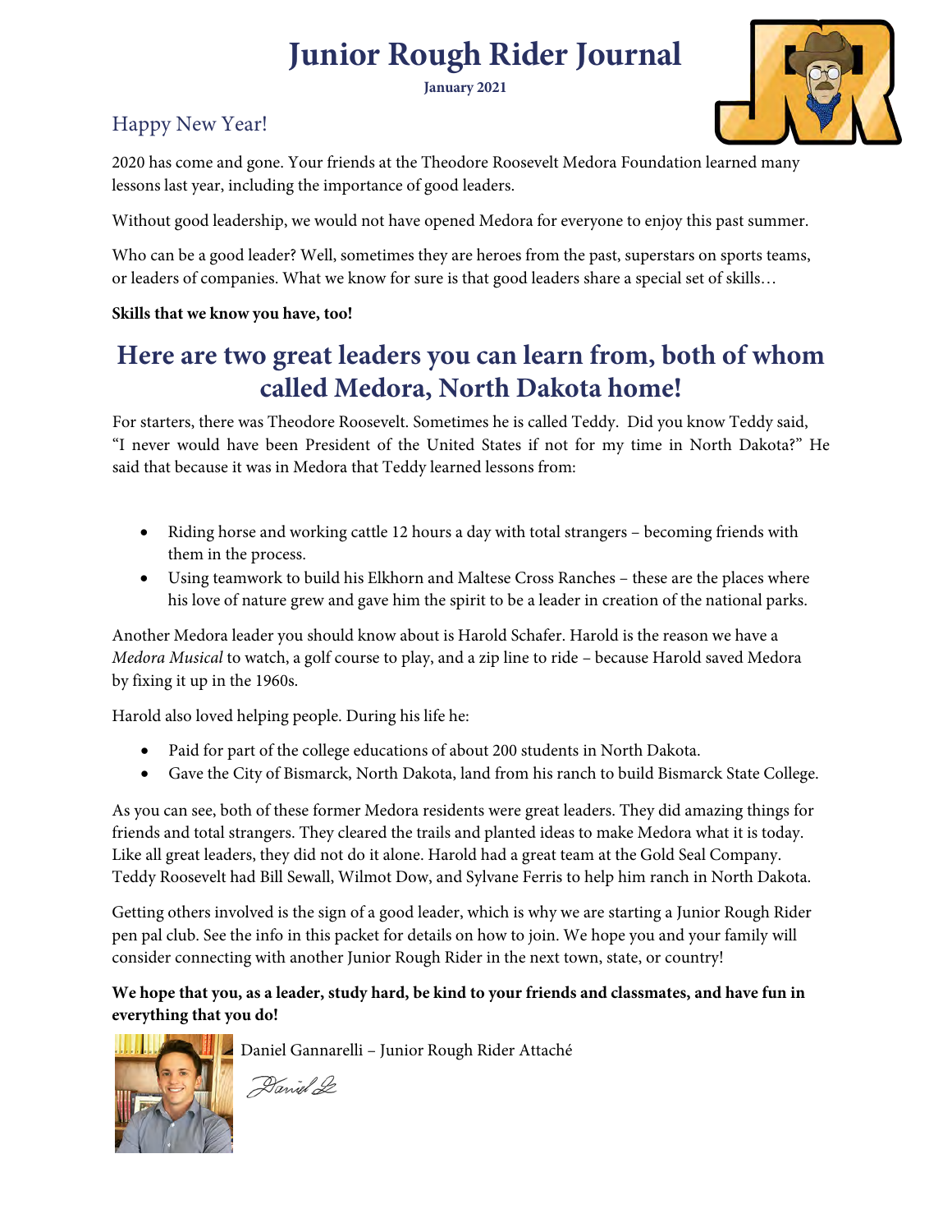# Junior Rough Rider Journal

**January 2021**

## Happy New Year!

2020 has come and gone. Your friends at the Theodore Roosevelt Medora Foundation learned many lessons last year, including the importance of good leaders.

Without good leadership, we would not have opened Medora for everyone to enjoy this past summer.

Who can be a good leader? Well, sometimes they are heroes from the past, superstars on sports teams, or leaders of companies. What we know for sure is that good leaders share a special set of skills…

**Skills that we know you have, too!**

## Here are two great leaders you can learn from, both of whom called Medora, North Dakota home!

For starters, there was Theodore Roosevelt. Sometimes he is called Teddy. Did you know Teddy said, "I never would have been President of the United States if not for my time in North Dakota?" He said that because it was in Medora that Teddy learned lessons from:

- Riding horse and working cattle 12 hours a day with total strangers – becoming friends with them in the process.
- Using teamwork to build his Elkhorn and Maltese Cross Ranches – these are the places where his love of nature grew and gave him the spirit to be a leader in creation of the national parks.

Another Medora leader you should know about is Harold Schafer. Harold is the reason we have a *Medora Musical* to watch, a golf course to play, and a zip line to ride – because Harold saved Medora by fixing it up in the 1960s.

Harold also loved helping people. During his life he:

- Paid for part of the college educations of about 200 students in North Dakota.
- Gave the City of Bismarck, North Dakota, land from his ranch to build Bismarck State College.

As you can see, both of these former Medora residents were great leaders. They did amazing things for friends and total strangers. They cleared the trails and planted ideas to make Medora what it is today. Like all great leaders, they did not do it alone. Harold had a great team at the Gold Seal Company. Teddy Roosevelt had Bill Sewall, Wilmot Dow, and Sylvane Ferris to help him ranch in North Dakota.

Getting others involved is the sign of a good leader, which is why we are starting a Junior Rough Rider pen pal club. See the info in this packet for details on how to join. We hope you and your family will consider connecting with another Junior Rough Rider in the next town, state, or country!

**We hope that you, as a leader, study hard, be kind to your friends and classmates, and have fun in everything that you do!**

Daniel Gannarelli – Junior Rough Rider Attaché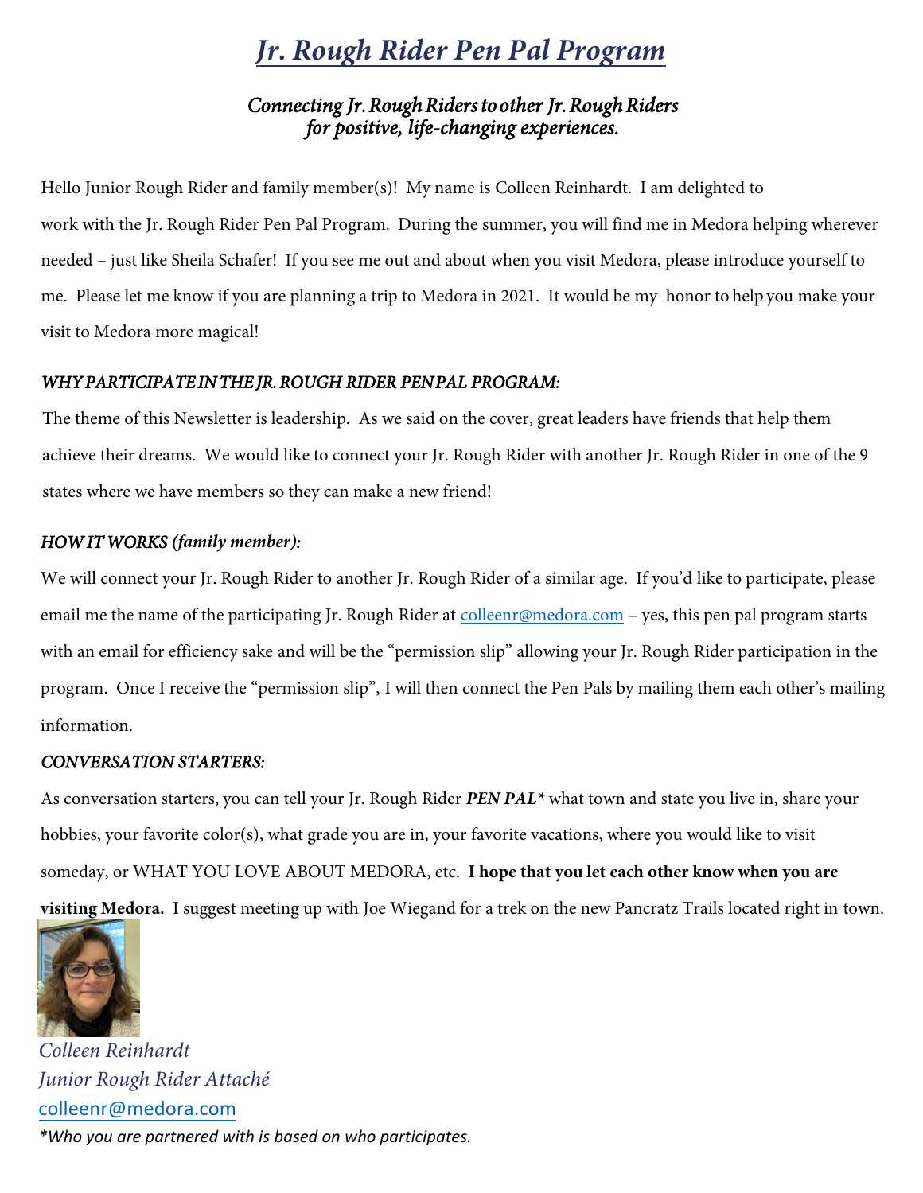# *Jr. Rough Rider Pen Pal Program*

### *Connecting Jr. Rough Riders to other Jr. Rough Riders for positive, life-changing experiences.*

Hello Junior Rough Rider and family member(s)! My name is Colleen Reinhardt. I am delighted to work with the Jr. Rough Rider Pen Pal Program. During the summer, you will find me in Medora helping wherever needed – just like Sheila Schafer! If you see me out and about when you visit Medora, please introduce yourself to me. Please let me know if you are planning a trip to Medora in 2021. It would be my honor to help you make your visit to Medora more magical!

*WHY PARTICIPATE IN THE JR. ROUGH RIDER PEN PAL PROGRAM:*

The theme of this Newsletter is leadership. As we said on the cover, great leaders have friends that help them achieve their dreams. We would like to connect your Jr. Rough Rider with another Jr. Rough Rider in one of the 9 states where we have members so they can make a new friend!

*HOW IT WORKS (family member):*

We will connect your Jr. Rough Rider to another Jr. Rough Rider of a similar age. If you'd like to participate, please email me the name of the participating Jr. Rough Rider at colleenr@medora.com – yes, this pen pal program starts with an email for efficiency sake and will be the "permission slip" allowing your Jr. Rough Rider participation in the program. Once I receive the "permission slip", I will then connect the Pen Pals by mailing them each other's mailing information.

*CONVERSATION STARTERS:*

As conversation starters, you can tell your Jr. Rough Rider ***PEN PAL**** what town and state you live in, share your hobbies, your favorite color(s), what grade you are in, your favorite vacations, where you would like to visit someday, or WHAT YOU LOVE ABOUT MEDORA, etc. **I hope that you let each other know when you are visiting Medora.** I suggest meeting up with Joe Wiegand for a trek on the new Pancratz Trails located right in town.

*Colleen Reinhardt*
*Junior Rough Rider Attaché*
colleenr@medora.com

**Who you are partnered with is based on who participates.*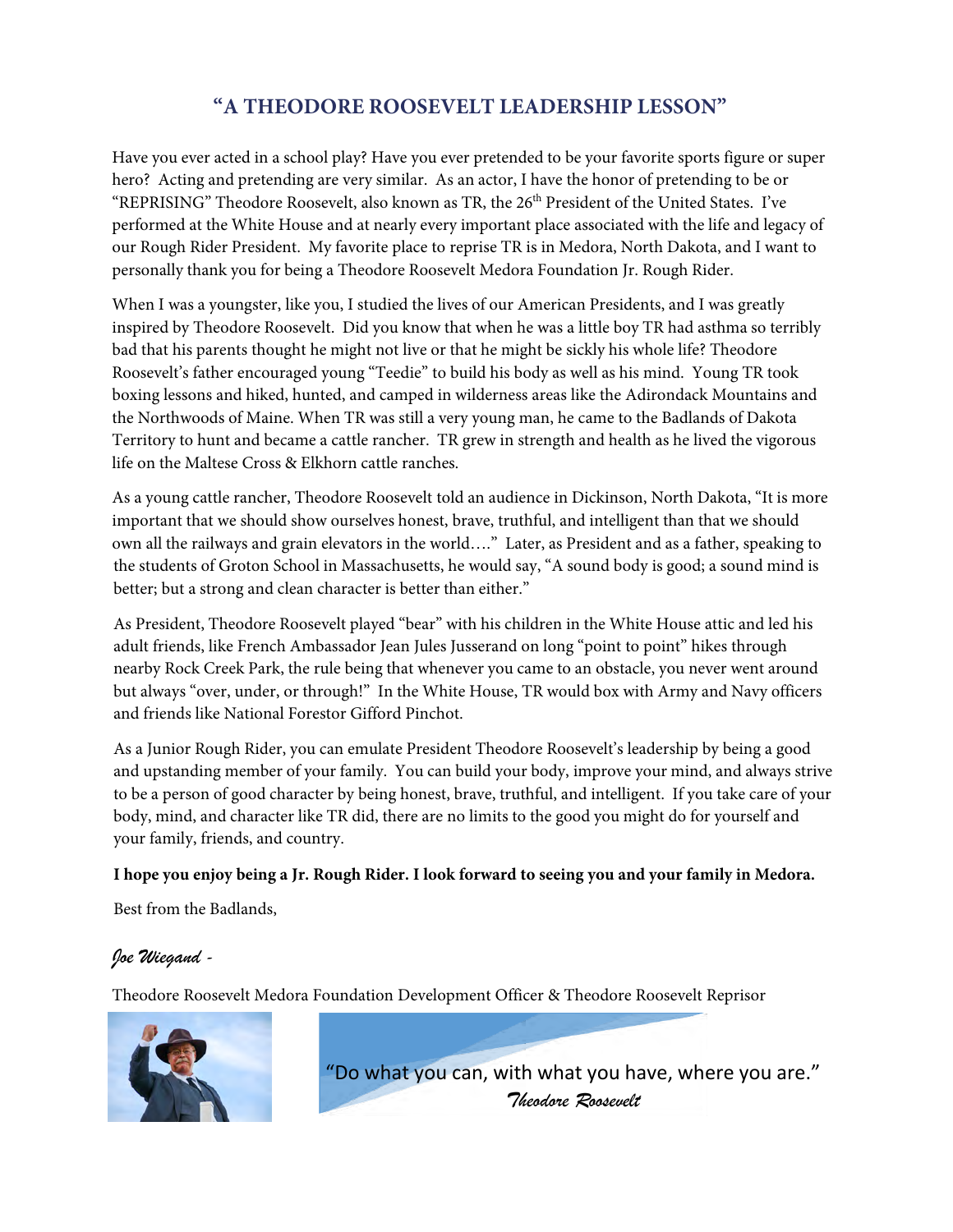# "A THEODORE ROOSEVELT LEADERSHIP LESSON"

Have you ever acted in a school play? Have you ever pretended to be your favorite sports figure or super hero? Acting and pretending are very similar. As an actor, I have the honor of pretending to be or "REPRISING" Theodore Roosevelt, also known as TR, the 26th President of the United States. I've performed at the White House and at nearly every important place associated with the life and legacy of our Rough Rider President. My favorite place to reprise TR is in Medora, North Dakota, and I want to personally thank you for being a Theodore Roosevelt Medora Foundation Jr. Rough Rider.

When I was a youngster, like you, I studied the lives of our American Presidents, and I was greatly inspired by Theodore Roosevelt. Did you know that when he was a little boy TR had asthma so terribly bad that his parents thought he might not live or that he might be sickly his whole life? Theodore Roosevelt's father encouraged young "Teedie" to build his body as well as his mind. Young TR took boxing lessons and hiked, hunted, and camped in wilderness areas like the Adirondack Mountains and the Northwoods of Maine. When TR was still a very young man, he came to the Badlands of Dakota Territory to hunt and became a cattle rancher. TR grew in strength and health as he lived the vigorous life on the Maltese Cross & Elkhorn cattle ranches.

As a young cattle rancher, Theodore Roosevelt told an audience in Dickinson, North Dakota, "It is more important that we should show ourselves honest, brave, truthful, and intelligent than that we should own all the railways and grain elevators in the world…." Later, as President and as a father, speaking to the students of Groton School in Massachusetts, he would say, "A sound body is good; a sound mind is better; but a strong and clean character is better than either."

As President, Theodore Roosevelt played "bear" with his children in the White House attic and led his adult friends, like French Ambassador Jean Jules Jusserand on long "point to point" hikes through nearby Rock Creek Park, the rule being that whenever you came to an obstacle, you never went around but always "over, under, or through!" In the White House, TR would box with Army and Navy officers and friends like National Forestor Gifford Pinchot.

As a Junior Rough Rider, you can emulate President Theodore Roosevelt's leadership by being a good and upstanding member of your family. You can build your body, improve your mind, and always strive to be a person of good character by being honest, brave, truthful, and intelligent. If you take care of your body, mind, and character like TR did, there are no limits to the good you might do for yourself and your family, friends, and country.

**I hope you enjoy being a Jr. Rough Rider. I look forward to seeing you and your family in Medora.**

Best from the Badlands,

*Joe Wiegand -*

Theodore Roosevelt Medora Foundation Development Officer & Theodore Roosevelt Reprisor

"Do what you can, with what you have, where you are."
*Theodore Roosevelt*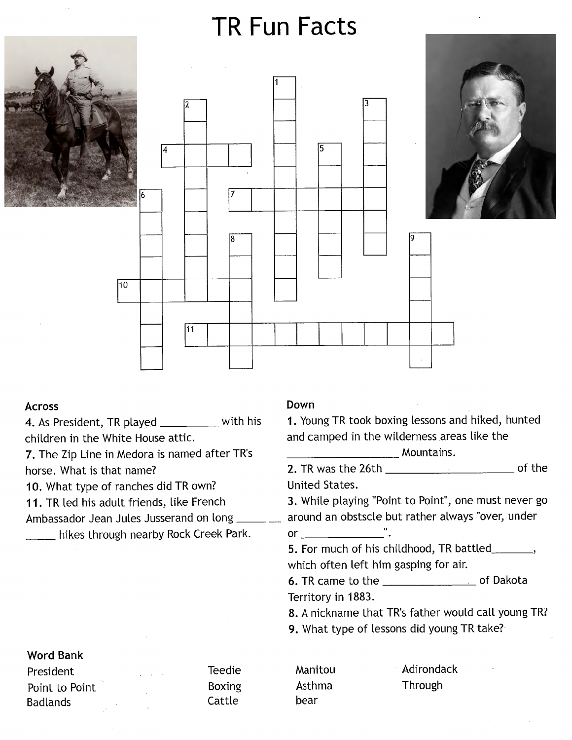# TR Fun Facts

**Across**

**4.** As President, TR played __________ with his children in the White House attic.

**7.** The Zip Line in Medora is named after TR's horse. What is that name?

**10.** What type of ranches did TR own?

**11.** TR led his adult friends, like French Ambassador Jean Jules Jusserand on long _____ __ _____ hikes through nearby Rock Creek Park.

**Down**

**1.** Young TR took boxing lessons and hiked, hunted and camped in the wilderness areas like the ____________________ Mountains.

**2.** TR was the 26th ______________________ of the United States.

**3.** While playing "Point to Point", one must never go around an obstscle but rather always "over, under or ______________".

**5.** For much of his childhood, TR battled_______, which often left him gasping for air.

**6.** TR came to the ________________ of Dakota Territory in 1883.

**8.** A nickname that TR's father would call young TR?

**9.** What type of lessons did young TR take?

**Word Bank**

President
Point to Point
Badlands
Teedie
Boxing
Cattle
Manitou
Asthma
bear
Adirondack
Through